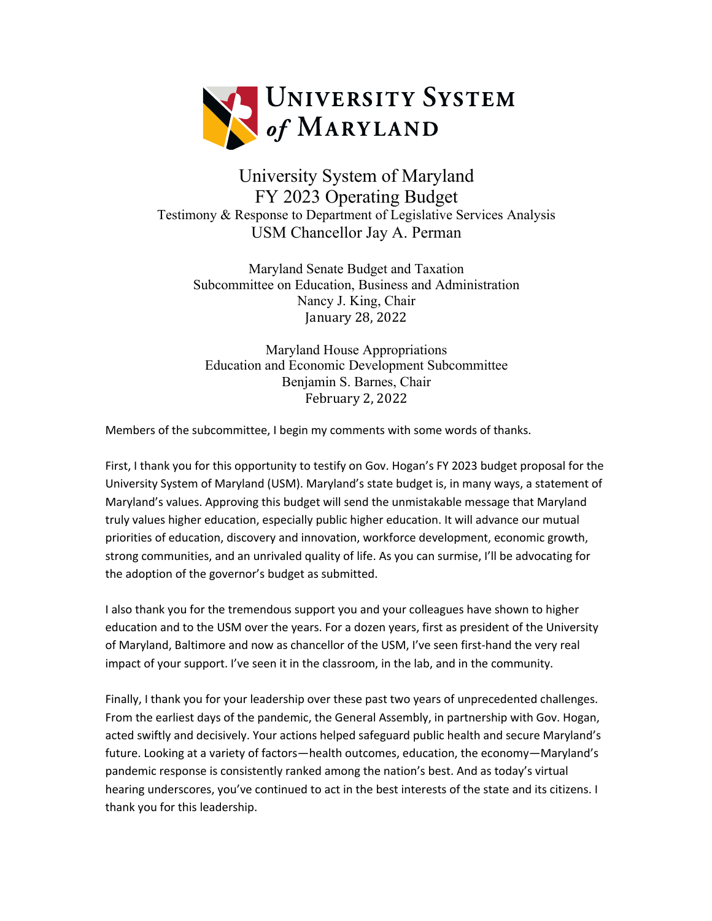# University System of Maryland

University System of Maryland
FY 2023 Operating Budget
Testimony & Response to Department of Legislative Services Analysis
USM Chancellor Jay A. Perman

Maryland Senate Budget and Taxation
Subcommittee on Education, Business and Administration
Nancy J. King, Chair
January 28, 2022

Maryland House Appropriations
Education and Economic Development Subcommittee
Benjamin S. Barnes, Chair
February 2, 2022

Members of the subcommittee, I begin my comments with some words of thanks.

First, I thank you for this opportunity to testify on Gov. Hogan's FY 2023 budget proposal for the University System of Maryland (USM). Maryland's state budget is, in many ways, a statement of Maryland's values. Approving this budget will send the unmistakable message that Maryland truly values higher education, especially public higher education. It will advance our mutual priorities of education, discovery and innovation, workforce development, economic growth, strong communities, and an unrivaled quality of life. As you can surmise, I'll be advocating for the adoption of the governor's budget as submitted.

I also thank you for the tremendous support you and your colleagues have shown to higher education and to the USM over the years. For a dozen years, first as president of the University of Maryland, Baltimore and now as chancellor of the USM, I've seen first-hand the very real impact of your support. I've seen it in the classroom, in the lab, and in the community.

Finally, I thank you for your leadership over these past two years of unprecedented challenges. From the earliest days of the pandemic, the General Assembly, in partnership with Gov. Hogan, acted swiftly and decisively. Your actions helped safeguard public health and secure Maryland's future. Looking at a variety of factors—health outcomes, education, the economy—Maryland's pandemic response is consistently ranked among the nation's best. And as today's virtual hearing underscores, you've continued to act in the best interests of the state and its citizens. I thank you for this leadership.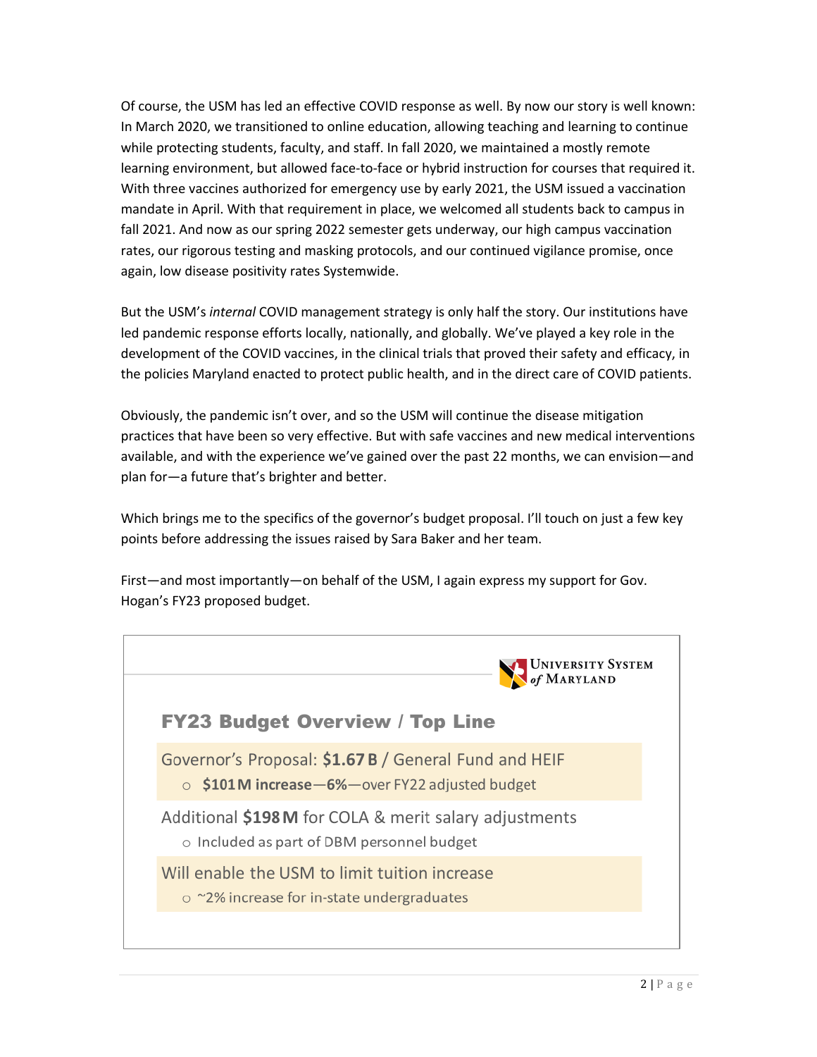Of course, the USM has led an effective COVID response as well. By now our story is well known: In March 2020, we transitioned to online education, allowing teaching and learning to continue while protecting students, faculty, and staff. In fall 2020, we maintained a mostly remote learning environment, but allowed face-to-face or hybrid instruction for courses that required it. With three vaccines authorized for emergency use by early 2021, the USM issued a vaccination mandate in April. With that requirement in place, we welcomed all students back to campus in fall 2021. And now as our spring 2022 semester gets underway, our high campus vaccination rates, our rigorous testing and masking protocols, and our continued vigilance promise, once again, low disease positivity rates Systemwide.

But the USM's *internal* COVID management strategy is only half the story. Our institutions have led pandemic response efforts locally, nationally, and globally. We've played a key role in the development of the COVID vaccines, in the clinical trials that proved their safety and efficacy, in the policies Maryland enacted to protect public health, and in the direct care of COVID patients.

Obviously, the pandemic isn't over, and so the USM will continue the disease mitigation practices that have been so very effective. But with safe vaccines and new medical interventions available, and with the experience we've gained over the past 22 months, we can envision—and plan for—a future that's brighter and better.

Which brings me to the specifics of the governor's budget proposal. I'll touch on just a few key points before addressing the issues raised by Sara Baker and her team.

First—and most importantly—on behalf of the USM, I again express my support for Gov. Hogan's FY23 proposed budget.

University System of Maryland

## FY23 Budget Overview / Top Line

Governor's Proposal: **$1.67 B** / General Fund and HEIF
- **$101 M increase—6%**—over FY22 adjusted budget

Additional **$198 M** for COLA & merit salary adjustments
- Included as part of DBM personnel budget

Will enable the USM to limit tuition increase
- ~2% increase for in-state undergraduates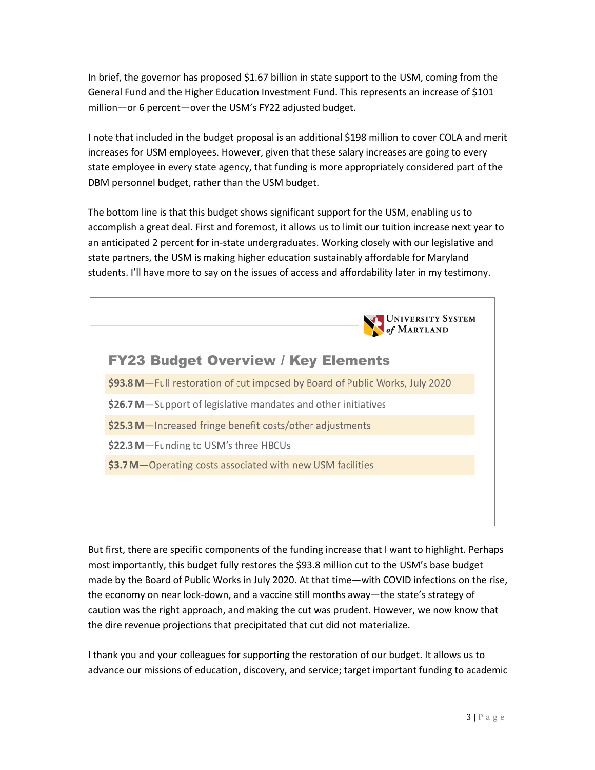In brief, the governor has proposed $1.67 billion in state support to the USM, coming from the General Fund and the Higher Education Investment Fund. This represents an increase of $101 million—or 6 percent—over the USM's FY22 adjusted budget.

I note that included in the budget proposal is an additional $198 million to cover COLA and merit increases for USM employees. However, given that these salary increases are going to every state employee in every state agency, that funding is more appropriately considered part of the DBM personnel budget, rather than the USM budget.

The bottom line is that this budget shows significant support for the USM, enabling us to accomplish a great deal. First and foremost, it allows us to limit our tuition increase next year to an anticipated 2 percent for in-state undergraduates. Working closely with our legislative and state partners, the USM is making higher education sustainably affordable for Maryland students. I'll have more to say on the issues of access and affordability later in my testimony.

University System of Maryland

## FY23 Budget Overview / Key Elements

**$93.8 M**—Full restoration of cut imposed by Board of Public Works, July 2020

**$26.7 M**—Support of legislative mandates and other initiatives

**$25.3 M**—Increased fringe benefit costs/other adjustments

**$22.3 M**—Funding to USM's three HBCUs

**$3.7 M**—Operating costs associated with new USM facilities

But first, there are specific components of the funding increase that I want to highlight. Perhaps most importantly, this budget fully restores the $93.8 million cut to the USM's base budget made by the Board of Public Works in July 2020. At that time—with COVID infections on the rise, the economy on near lock-down, and a vaccine still months away—the state's strategy of caution was the right approach, and making the cut was prudent. However, we now know that the dire revenue projections that precipitated that cut did not materialize.

I thank you and your colleagues for supporting the restoration of our budget. It allows us to advance our missions of education, discovery, and service; target important funding to academic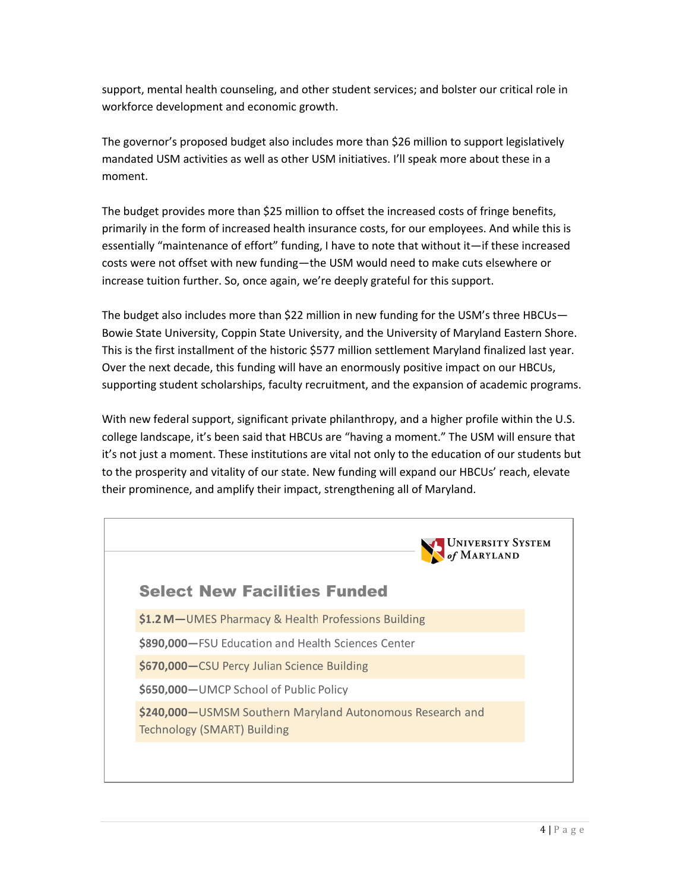support, mental health counseling, and other student services; and bolster our critical role in workforce development and economic growth.

The governor's proposed budget also includes more than $26 million to support legislatively mandated USM activities as well as other USM initiatives. I'll speak more about these in a moment.

The budget provides more than $25 million to offset the increased costs of fringe benefits, primarily in the form of increased health insurance costs, for our employees. And while this is essentially "maintenance of effort" funding, I have to note that without it—if these increased costs were not offset with new funding—the USM would need to make cuts elsewhere or increase tuition further. So, once again, we're deeply grateful for this support.

The budget also includes more than $22 million in new funding for the USM's three HBCUs—Bowie State University, Coppin State University, and the University of Maryland Eastern Shore. This is the first installment of the historic $577 million settlement Maryland finalized last year. Over the next decade, this funding will have an enormously positive impact on our HBCUs, supporting student scholarships, faculty recruitment, and the expansion of academic programs.

With new federal support, significant private philanthropy, and a higher profile within the U.S. college landscape, it's been said that HBCUs are "having a moment." The USM will ensure that it's not just a moment. These institutions are vital not only to the education of our students but to the prosperity and vitality of our state. New funding will expand our HBCUs' reach, elevate their prominence, and amplify their impact, strengthening all of Maryland.

University System of Maryland

### Select New Facilities Funded

- **$1.2 M—**UMES Pharmacy & Health Professions Building
- **$890,000—**FSU Education and Health Sciences Center
- **$670,000—**CSU Percy Julian Science Building
- **$650,000—**UMCP School of Public Policy
- **$240,000—**USMSM Southern Maryland Autonomous Research and Technology (SMART) Building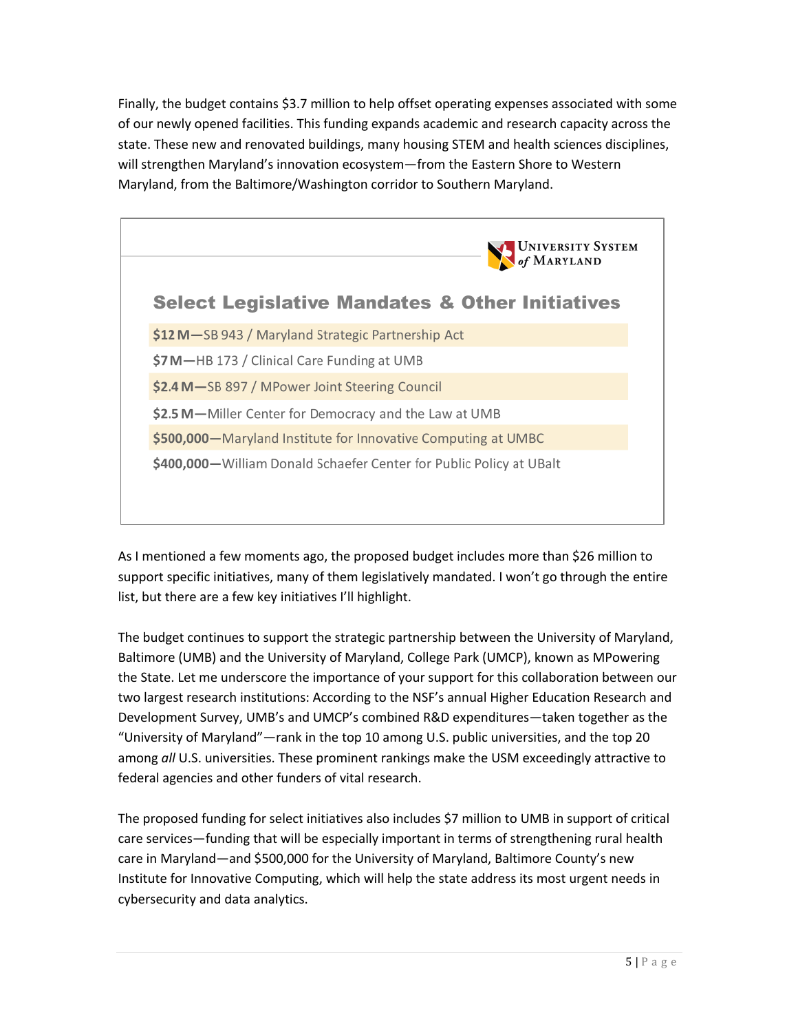Finally, the budget contains $3.7 million to help offset operating expenses associated with some of our newly opened facilities. This funding expands academic and research capacity across the state. These new and renovated buildings, many housing STEM and health sciences disciplines, will strengthen Maryland's innovation ecosystem—from the Eastern Shore to Western Maryland, from the Baltimore/Washington corridor to Southern Maryland.

University System of Maryland

## Select Legislative Mandates & Other Initiatives

- **$12 M—**SB 943 / Maryland Strategic Partnership Act
- **$7 M—**HB 173 / Clinical Care Funding at UMB
- **$2.4 M—**SB 897 / MPower Joint Steering Council
- **$2.5 M—**Miller Center for Democracy and the Law at UMB
- **$500,000—**Maryland Institute for Innovative Computing at UMBC
- **$400,000—**William Donald Schaefer Center for Public Policy at UBalt

As I mentioned a few moments ago, the proposed budget includes more than $26 million to support specific initiatives, many of them legislatively mandated. I won't go through the entire list, but there are a few key initiatives I'll highlight.

The budget continues to support the strategic partnership between the University of Maryland, Baltimore (UMB) and the University of Maryland, College Park (UMCP), known as MPowering the State. Let me underscore the importance of your support for this collaboration between our two largest research institutions: According to the NSF's annual Higher Education Research and Development Survey, UMB's and UMCP's combined R&D expenditures—taken together as the "University of Maryland"—rank in the top 10 among U.S. public universities, and the top 20 among *all* U.S. universities. These prominent rankings make the USM exceedingly attractive to federal agencies and other funders of vital research.

The proposed funding for select initiatives also includes $7 million to UMB in support of critical care services—funding that will be especially important in terms of strengthening rural health care in Maryland—and $500,000 for the University of Maryland, Baltimore County's new Institute for Innovative Computing, which will help the state address its most urgent needs in cybersecurity and data analytics.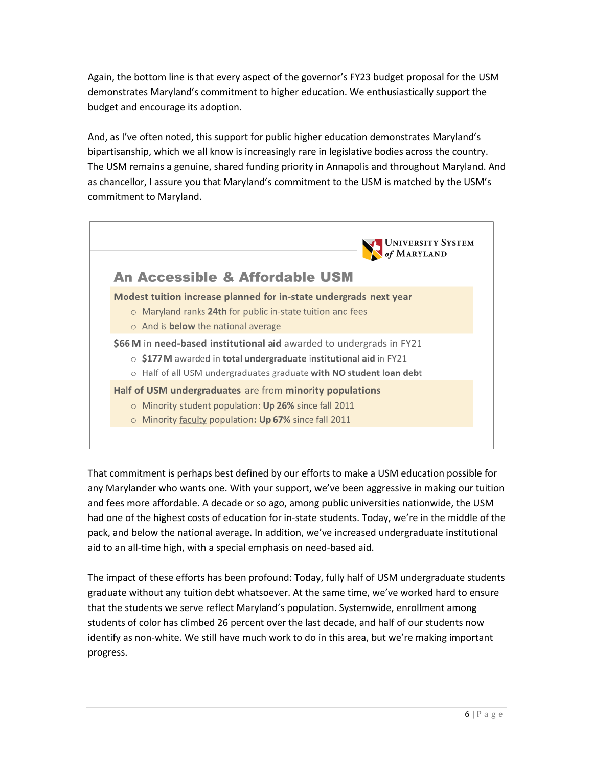Again, the bottom line is that every aspect of the governor's FY23 budget proposal for the USM demonstrates Maryland's commitment to higher education. We enthusiastically support the budget and encourage its adoption.

And, as I've often noted, this support for public higher education demonstrates Maryland's bipartisanship, which we all know is increasingly rare in legislative bodies across the country. The USM remains a genuine, shared funding priority in Annapolis and throughout Maryland. And as chancellor, I assure you that Maryland's commitment to the USM is matched by the USM's commitment to Maryland.

University System of Maryland

## An Accessible & Affordable USM

**Modest tuition increase planned for in-state undergrads next year**

- Maryland ranks **24th** for public in-state tuition and fees
- And is **below** the national average

**$66 M** in **need-based institutional aid** awarded to undergrads in FY21

- **$177 M** awarded in **total undergraduate institutional aid** in FY21
- Half of all USM undergraduates graduate **with NO student loan debt**

**Half of USM undergraduates** are from **minority populations**

- Minority student population: **Up 26%** since fall 2011
- Minority faculty population**: Up 67%** since fall 2011

That commitment is perhaps best defined by our efforts to make a USM education possible for any Marylander who wants one. With your support, we've been aggressive in making our tuition and fees more affordable. A decade or so ago, among public universities nationwide, the USM had one of the highest costs of education for in-state students. Today, we're in the middle of the pack, and below the national average. In addition, we've increased undergraduate institutional aid to an all-time high, with a special emphasis on need-based aid.

The impact of these efforts has been profound: Today, fully half of USM undergraduate students graduate without any tuition debt whatsoever. At the same time, we've worked hard to ensure that the students we serve reflect Maryland's population. Systemwide, enrollment among students of color has climbed 26 percent over the last decade, and half of our students now identify as non-white. We still have much work to do in this area, but we're making important progress.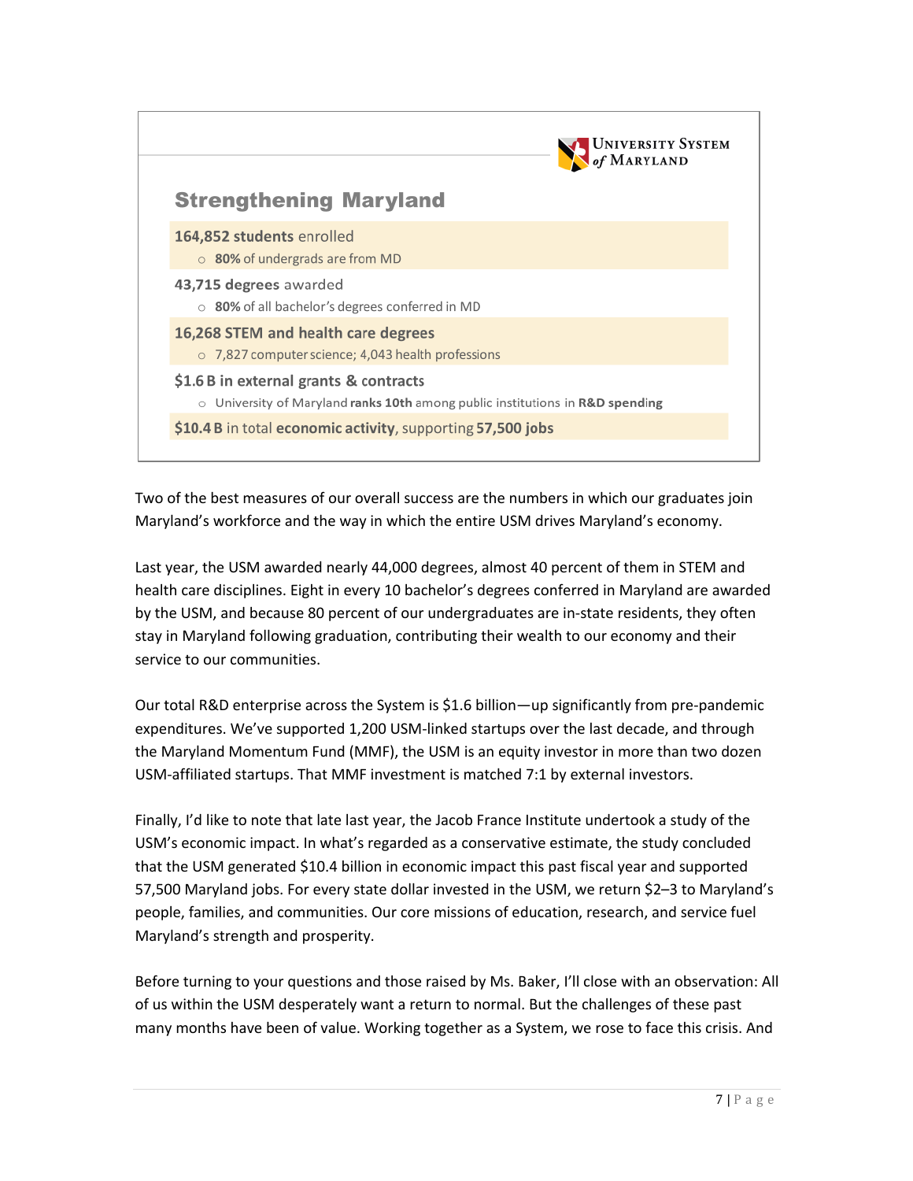**University System of Maryland**

## Strengthening Maryland

**164,852 students** enrolled
- **80%** of undergrads are from MD

**43,715 degrees** awarded
- **80%** of all bachelor's degrees conferred in MD

**16,268 STEM and health care degrees**
- 7,827 computer science; 4,043 health professions

**$1.6 B in external grants & contracts**
- University of Maryland **ranks 10th** among public institutions in **R&D spending**

**$10.4 B** in total **economic activity**, supporting **57,500 jobs**

Two of the best measures of our overall success are the numbers in which our graduates join Maryland's workforce and the way in which the entire USM drives Maryland's economy.

Last year, the USM awarded nearly 44,000 degrees, almost 40 percent of them in STEM and health care disciplines. Eight in every 10 bachelor's degrees conferred in Maryland are awarded by the USM, and because 80 percent of our undergraduates are in-state residents, they often stay in Maryland following graduation, contributing their wealth to our economy and their service to our communities.

Our total R&D enterprise across the System is $1.6 billion—up significantly from pre-pandemic expenditures. We've supported 1,200 USM-linked startups over the last decade, and through the Maryland Momentum Fund (MMF), the USM is an equity investor in more than two dozen USM-affiliated startups. That MMF investment is matched 7:1 by external investors.

Finally, I'd like to note that late last year, the Jacob France Institute undertook a study of the USM's economic impact. In what's regarded as a conservative estimate, the study concluded that the USM generated $10.4 billion in economic impact this past fiscal year and supported 57,500 Maryland jobs. For every state dollar invested in the USM, we return $2–3 to Maryland's people, families, and communities. Our core missions of education, research, and service fuel Maryland's strength and prosperity.

Before turning to your questions and those raised by Ms. Baker, I'll close with an observation: All of us within the USM desperately want a return to normal. But the challenges of these past many months have been of value. Working together as a System, we rose to face this crisis. And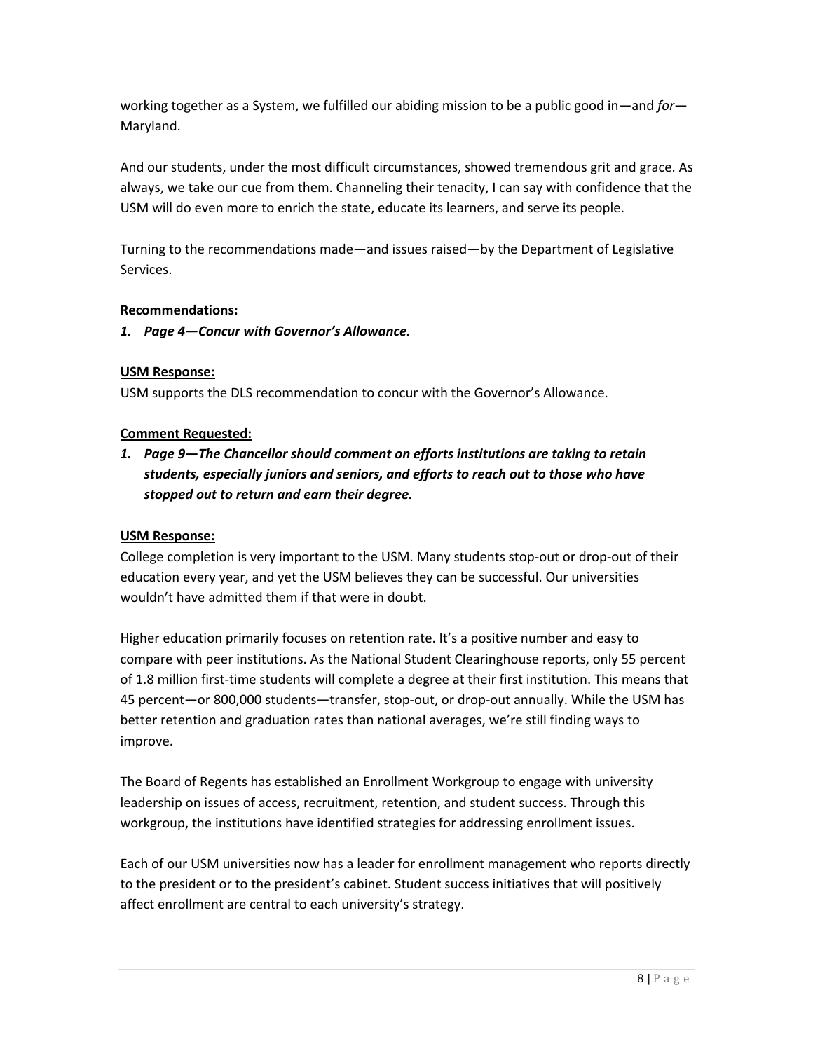working together as a System, we fulfilled our abiding mission to be a public good in—and *for*—Maryland.

And our students, under the most difficult circumstances, showed tremendous grit and grace. As always, we take our cue from them. Channeling their tenacity, I can say with confidence that the USM will do even more to enrich the state, educate its learners, and serve its people.

Turning to the recommendations made—and issues raised—by the Department of Legislative Services.

**<u>Recommendations:</u>**

1. ***Page 4—Concur with Governor's Allowance.***

**<u>USM Response:</u>**

USM supports the DLS recommendation to concur with the Governor's Allowance.

**<u>Comment Requested:</u>**

1. ***Page 9—The Chancellor should comment on efforts institutions are taking to retain students, especially juniors and seniors, and efforts to reach out to those who have stopped out to return and earn their degree.***

**<u>USM Response:</u>**

College completion is very important to the USM. Many students stop-out or drop-out of their education every year, and yet the USM believes they can be successful. Our universities wouldn't have admitted them if that were in doubt.

Higher education primarily focuses on retention rate. It's a positive number and easy to compare with peer institutions. As the National Student Clearinghouse reports, only 55 percent of 1.8 million first-time students will complete a degree at their first institution. This means that 45 percent—or 800,000 students—transfer, stop-out, or drop-out annually. While the USM has better retention and graduation rates than national averages, we're still finding ways to improve.

The Board of Regents has established an Enrollment Workgroup to engage with university leadership on issues of access, recruitment, retention, and student success. Through this workgroup, the institutions have identified strategies for addressing enrollment issues.

Each of our USM universities now has a leader for enrollment management who reports directly to the president or to the president's cabinet. Student success initiatives that will positively affect enrollment are central to each university's strategy.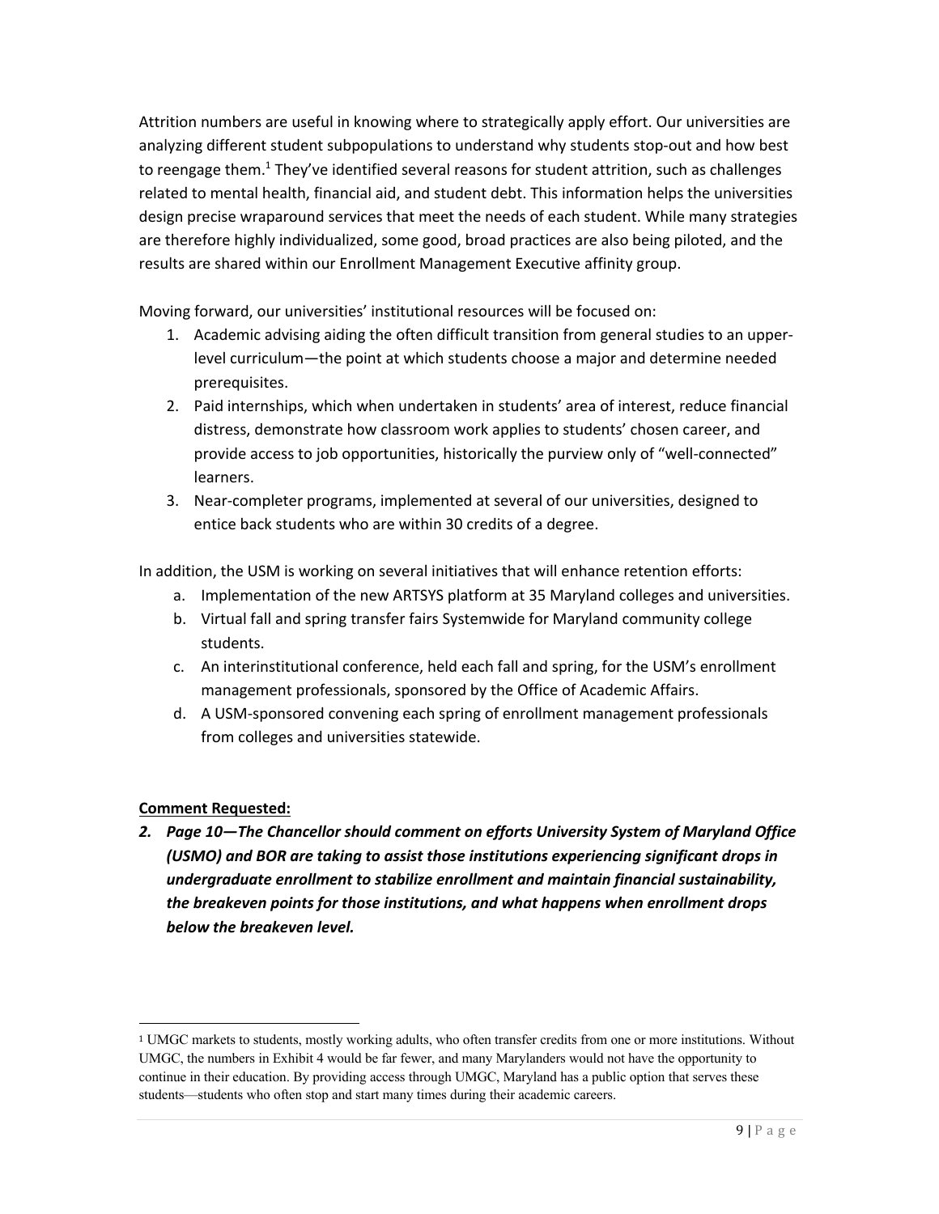Attrition numbers are useful in knowing where to strategically apply effort. Our universities are analyzing different student subpopulations to understand why students stop-out and how best to reengage them.[1] They've identified several reasons for student attrition, such as challenges related to mental health, financial aid, and student debt. This information helps the universities design precise wraparound services that meet the needs of each student. While many strategies are therefore highly individualized, some good, broad practices are also being piloted, and the results are shared within our Enrollment Management Executive affinity group.

Moving forward, our universities' institutional resources will be focused on:

1. Academic advising aiding the often difficult transition from general studies to an upper-level curriculum—the point at which students choose a major and determine needed prerequisites.
2. Paid internships, which when undertaken in students' area of interest, reduce financial distress, demonstrate how classroom work applies to students' chosen career, and provide access to job opportunities, historically the purview only of "well-connected" learners.
3. Near-completer programs, implemented at several of our universities, designed to entice back students who are within 30 credits of a degree.

In addition, the USM is working on several initiatives that will enhance retention efforts:

a. Implementation of the new ARTSYS platform at 35 Maryland colleges and universities.
b. Virtual fall and spring transfer fairs Systemwide for Maryland community college students.
c. An interinstitutional conference, held each fall and spring, for the USM's enrollment management professionals, sponsored by the Office of Academic Affairs.
d. A USM-sponsored convening each spring of enrollment management professionals from colleges and universities statewide.

**Comment Requested:**

***2. Page 10—The Chancellor should comment on efforts University System of Maryland Office (USMO) and BOR are taking to assist those institutions experiencing significant drops in undergraduate enrollment to stabilize enrollment and maintain financial sustainability, the breakeven points for those institutions, and what happens when enrollment drops below the breakeven level.***

---

[1] UMGC markets to students, mostly working adults, who often transfer credits from one or more institutions. Without UMGC, the numbers in Exhibit 4 would be far fewer, and many Marylanders would not have the opportunity to continue in their education. By providing access through UMGC, Maryland has a public option that serves these students—students who often stop and start many times during their academic careers.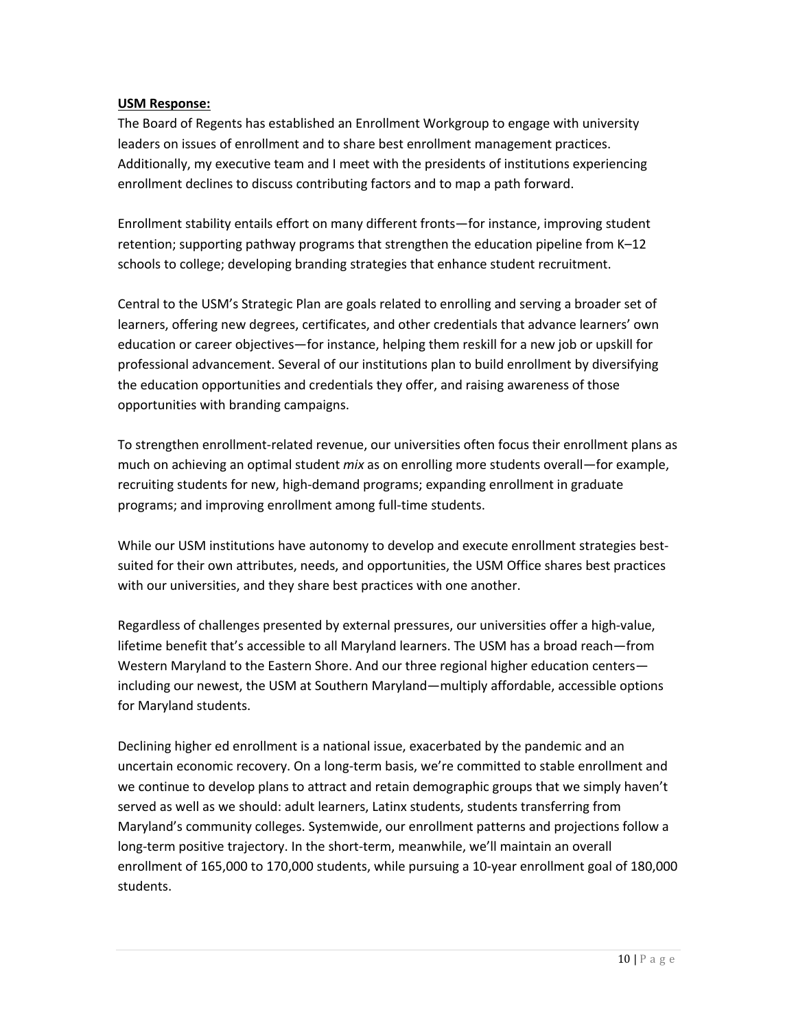**USM Response:**

The Board of Regents has established an Enrollment Workgroup to engage with university leaders on issues of enrollment and to share best enrollment management practices. Additionally, my executive team and I meet with the presidents of institutions experiencing enrollment declines to discuss contributing factors and to map a path forward.

Enrollment stability entails effort on many different fronts—for instance, improving student retention; supporting pathway programs that strengthen the education pipeline from K–12 schools to college; developing branding strategies that enhance student recruitment.

Central to the USM's Strategic Plan are goals related to enrolling and serving a broader set of learners, offering new degrees, certificates, and other credentials that advance learners' own education or career objectives—for instance, helping them reskill for a new job or upskill for professional advancement. Several of our institutions plan to build enrollment by diversifying the education opportunities and credentials they offer, and raising awareness of those opportunities with branding campaigns.

To strengthen enrollment-related revenue, our universities often focus their enrollment plans as much on achieving an optimal student *mix* as on enrolling more students overall—for example, recruiting students for new, high-demand programs; expanding enrollment in graduate programs; and improving enrollment among full-time students.

While our USM institutions have autonomy to develop and execute enrollment strategies best-suited for their own attributes, needs, and opportunities, the USM Office shares best practices with our universities, and they share best practices with one another.

Regardless of challenges presented by external pressures, our universities offer a high-value, lifetime benefit that's accessible to all Maryland learners. The USM has a broad reach—from Western Maryland to the Eastern Shore. And our three regional higher education centers—including our newest, the USM at Southern Maryland—multiply affordable, accessible options for Maryland students.

Declining higher ed enrollment is a national issue, exacerbated by the pandemic and an uncertain economic recovery. On a long-term basis, we're committed to stable enrollment and we continue to develop plans to attract and retain demographic groups that we simply haven't served as well as we should: adult learners, Latinx students, students transferring from Maryland's community colleges. Systemwide, our enrollment patterns and projections follow a long-term positive trajectory. In the short-term, meanwhile, we'll maintain an overall enrollment of 165,000 to 170,000 students, while pursuing a 10-year enrollment goal of 180,000 students.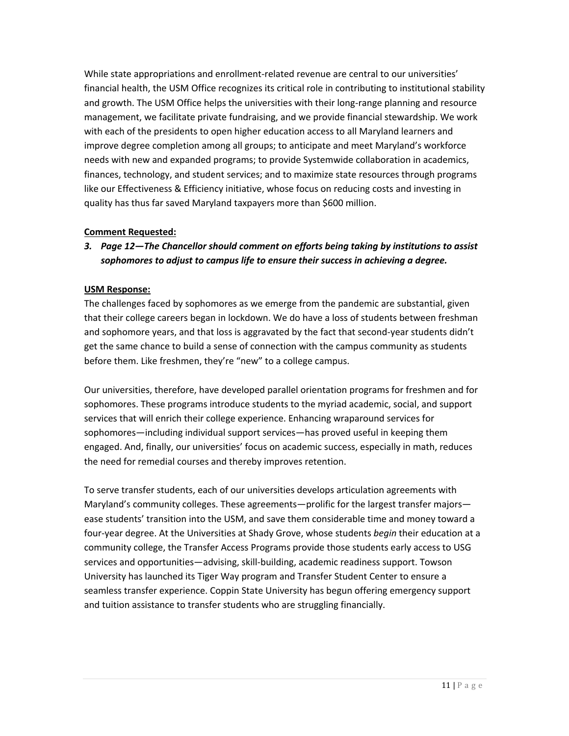While state appropriations and enrollment-related revenue are central to our universities' financial health, the USM Office recognizes its critical role in contributing to institutional stability and growth. The USM Office helps the universities with their long-range planning and resource management, we facilitate private fundraising, and we provide financial stewardship. We work with each of the presidents to open higher education access to all Maryland learners and improve degree completion among all groups; to anticipate and meet Maryland's workforce needs with new and expanded programs; to provide Systemwide collaboration in academics, finances, technology, and student services; and to maximize state resources through programs like our Effectiveness & Efficiency initiative, whose focus on reducing costs and investing in quality has thus far saved Maryland taxpayers more than $600 million.

**Comment Requested:**

3. ***Page 12—The Chancellor should comment on efforts being taking by institutions to assist sophomores to adjust to campus life to ensure their success in achieving a degree.***

**USM Response:**

The challenges faced by sophomores as we emerge from the pandemic are substantial, given that their college careers began in lockdown. We do have a loss of students between freshman and sophomore years, and that loss is aggravated by the fact that second-year students didn't get the same chance to build a sense of connection with the campus community as students before them. Like freshmen, they're "new" to a college campus.

Our universities, therefore, have developed parallel orientation programs for freshmen and for sophomores. These programs introduce students to the myriad academic, social, and support services that will enrich their college experience. Enhancing wraparound services for sophomores—including individual support services—has proved useful in keeping them engaged. And, finally, our universities' focus on academic success, especially in math, reduces the need for remedial courses and thereby improves retention.

To serve transfer students, each of our universities develops articulation agreements with Maryland's community colleges. These agreements—prolific for the largest transfer majors—ease students' transition into the USM, and save them considerable time and money toward a four-year degree. At the Universities at Shady Grove, whose students *begin* their education at a community college, the Transfer Access Programs provide those students early access to USG services and opportunities—advising, skill-building, academic readiness support. Towson University has launched its Tiger Way program and Transfer Student Center to ensure a seamless transfer experience. Coppin State University has begun offering emergency support and tuition assistance to transfer students who are struggling financially.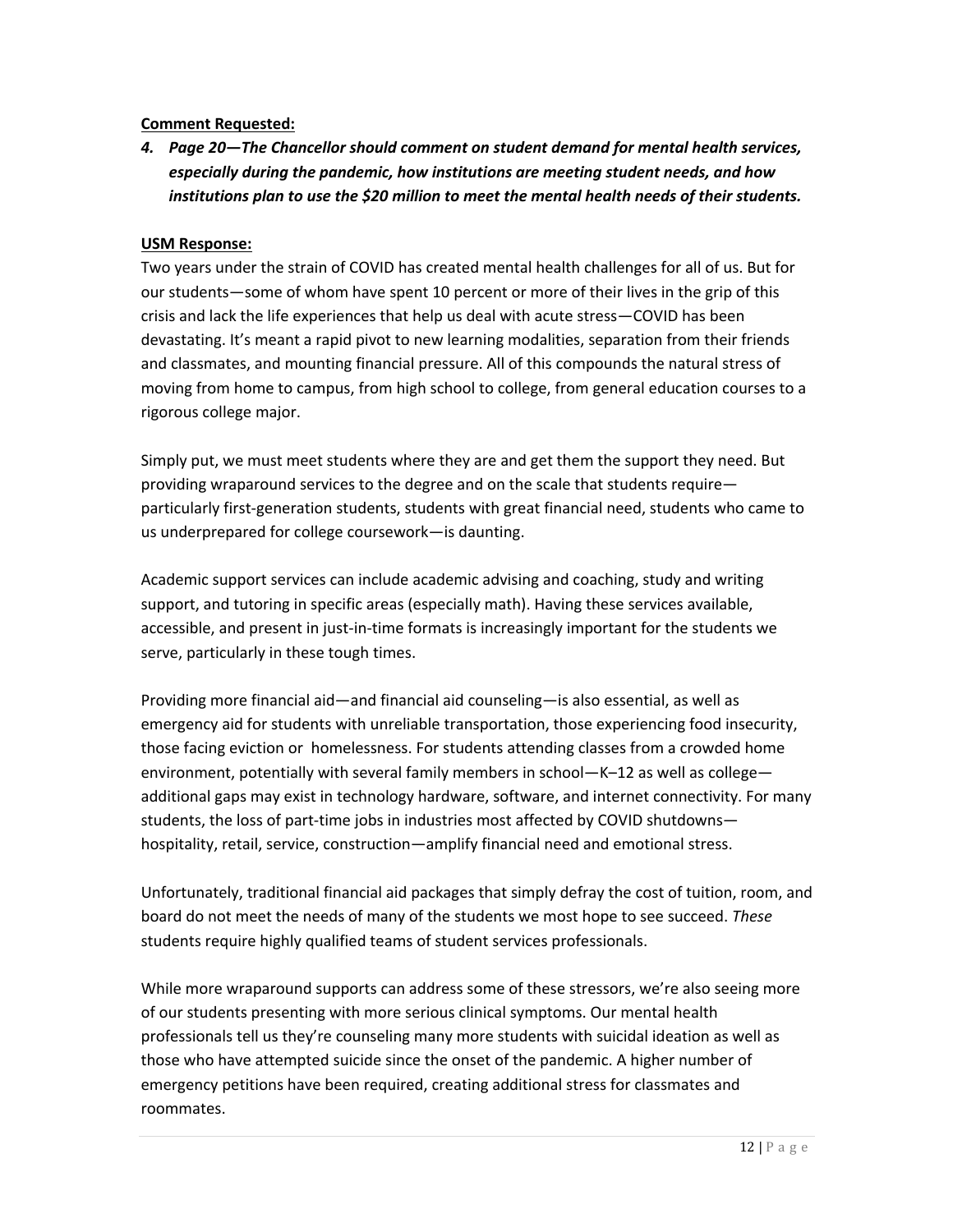**Comment Requested:**

4. ***Page 20—The Chancellor should comment on student demand for mental health services, especially during the pandemic, how institutions are meeting student needs, and how institutions plan to use the $20 million to meet the mental health needs of their students.***

**USM Response:**

Two years under the strain of COVID has created mental health challenges for all of us. But for our students—some of whom have spent 10 percent or more of their lives in the grip of this crisis and lack the life experiences that help us deal with acute stress—COVID has been devastating. It's meant a rapid pivot to new learning modalities, separation from their friends and classmates, and mounting financial pressure. All of this compounds the natural stress of moving from home to campus, from high school to college, from general education courses to a rigorous college major.

Simply put, we must meet students where they are and get them the support they need. But providing wraparound services to the degree and on the scale that students require—particularly first-generation students, students with great financial need, students who came to us underprepared for college coursework—is daunting.

Academic support services can include academic advising and coaching, study and writing support, and tutoring in specific areas (especially math). Having these services available, accessible, and present in just-in-time formats is increasingly important for the students we serve, particularly in these tough times.

Providing more financial aid—and financial aid counseling—is also essential, as well as emergency aid for students with unreliable transportation, those experiencing food insecurity, those facing eviction or homelessness. For students attending classes from a crowded home environment, potentially with several family members in school—K–12 as well as college—additional gaps may exist in technology hardware, software, and internet connectivity. For many students, the loss of part-time jobs in industries most affected by COVID shutdowns—hospitality, retail, service, construction—amplify financial need and emotional stress.

Unfortunately, traditional financial aid packages that simply defray the cost of tuition, room, and board do not meet the needs of many of the students we most hope to see succeed. *These* students require highly qualified teams of student services professionals.

While more wraparound supports can address some of these stressors, we're also seeing more of our students presenting with more serious clinical symptoms. Our mental health professionals tell us they're counseling many more students with suicidal ideation as well as those who have attempted suicide since the onset of the pandemic. A higher number of emergency petitions have been required, creating additional stress for classmates and roommates.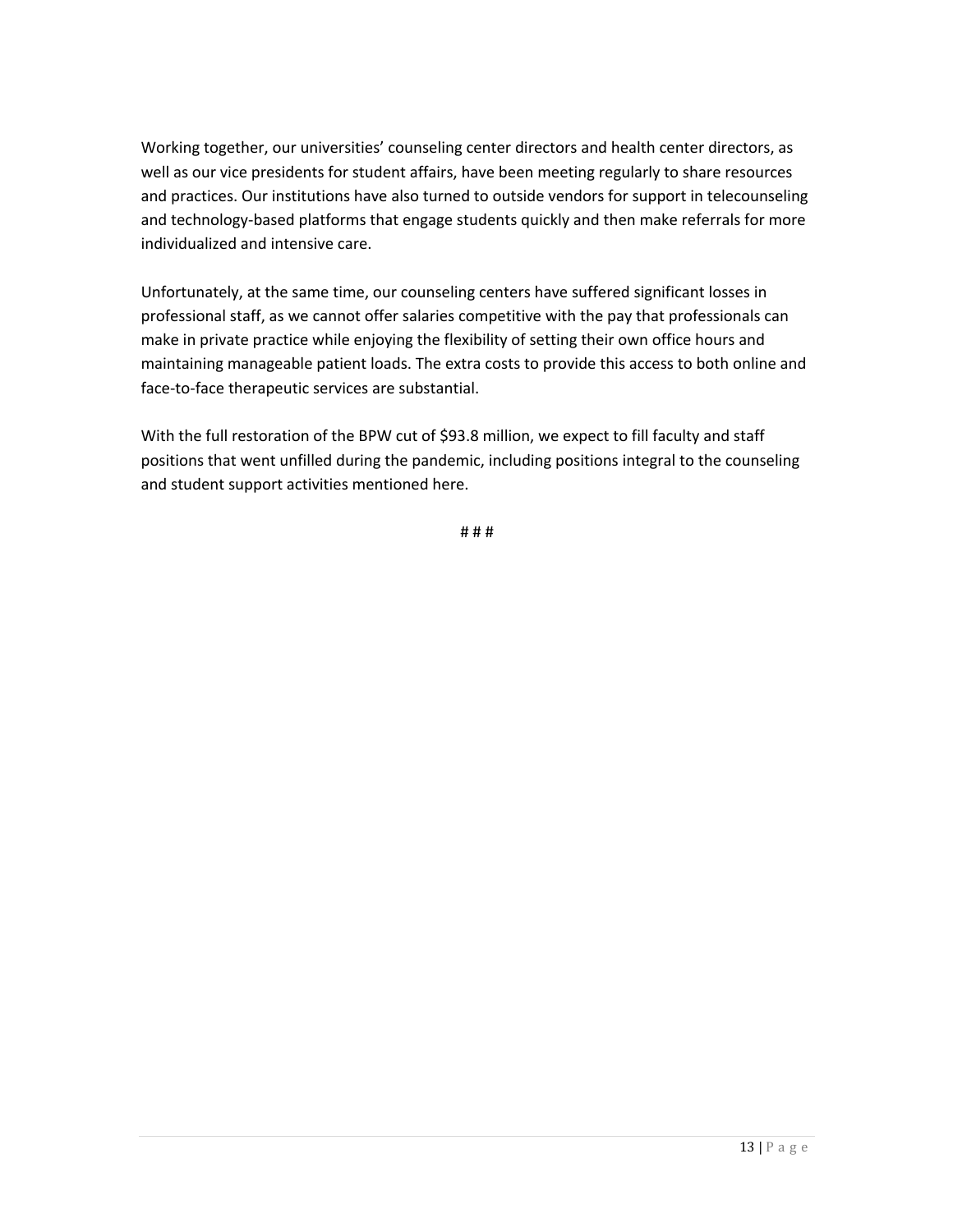Working together, our universities' counseling center directors and health center directors, as well as our vice presidents for student affairs, have been meeting regularly to share resources and practices. Our institutions have also turned to outside vendors for support in telecounseling and technology-based platforms that engage students quickly and then make referrals for more individualized and intensive care.

Unfortunately, at the same time, our counseling centers have suffered significant losses in professional staff, as we cannot offer salaries competitive with the pay that professionals can make in private practice while enjoying the flexibility of setting their own office hours and maintaining manageable patient loads. The extra costs to provide this access to both online and face-to-face therapeutic services are substantial.

With the full restoration of the BPW cut of $93.8 million, we expect to fill faculty and staff positions that went unfilled during the pandemic, including positions integral to the counseling and student support activities mentioned here.

# # #